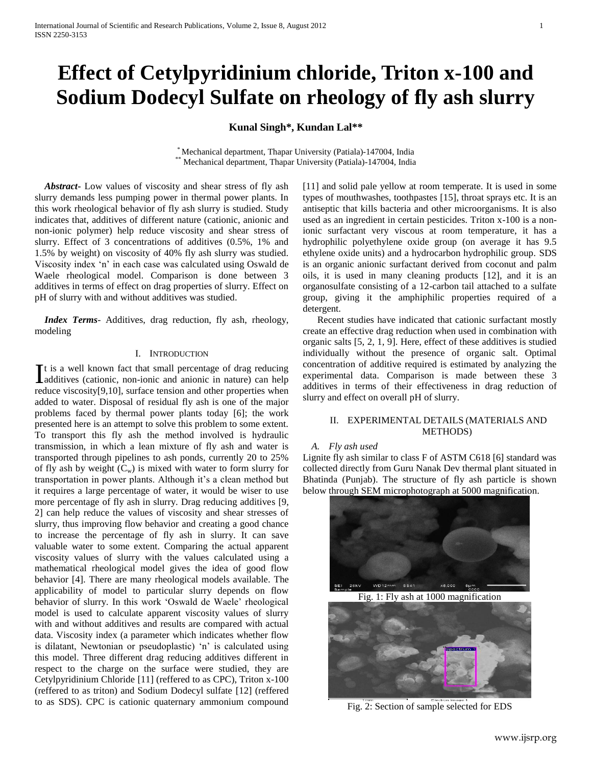# Effect of Cetylpyridinium chloride, Triton x-100 and Sodium Dodecyl Sulfate on rheology of fly ash slurry

**Kunal Singh\*, Kundan Lal\*\***

\* Mechanical department, Thapar University (Patiala)-147004, India
\*\* Mechanical department, Thapar University (Patiala)-147004, India

***Abstract*-** Low values of viscosity and shear stress of fly ash slurry demands less pumping power in thermal power plants. In this work rheological behavior of fly ash slurry is studied. Study indicates that, additives of different nature (cationic, anionic and non-ionic polymer) help reduce viscosity and shear stress of slurry. Effect of 3 concentrations of additives (0.5%, 1% and 1.5% by weight) on viscosity of 40% fly ash slurry was studied. Viscosity index 'n' in each case was calculated using Oswald de Waele rheological model. Comparison is done between 3 additives in terms of effect on drag properties of slurry. Effect on pH of slurry with and without additives was studied.

***Index Terms*-** Additives, drag reduction, fly ash, rheology, modeling

## I. Introduction

It is a well known fact that small percentage of drag reducing additives (cationic, non-ionic and anionic in nature) can help reduce viscosity[9,10], surface tension and other properties when added to water. Disposal of residual fly ash is one of the major problems faced by thermal power plants today [6]; the work presented here is an attempt to solve this problem to some extent. To transport this fly ash the method involved is hydraulic transmission, in which a lean mixture of fly ash and water is transported through pipelines to ash ponds, currently 20 to 25% of fly ash by weight ($C_w$) is mixed with water to form slurry for transportation in power plants. Although it's a clean method but it requires a large percentage of water, it would be wiser to use more percentage of fly ash in slurry. Drag reducing additives [9, 2] can help reduce the values of viscosity and shear stresses of slurry, thus improving flow behavior and creating a good chance to increase the percentage of fly ash in slurry. It can save valuable water to some extent. Comparing the actual apparent viscosity values of slurry with the values calculated using a mathematical rheological model gives the idea of good flow behavior [4]. There are many rheological models available. The applicability of model to particular slurry depends on flow behavior of slurry. In this work 'Oswald de Waele' rheological model is used to calculate apparent viscosity values of slurry with and without additives and results are compared with actual data. Viscosity index (a parameter which indicates whether flow is dilatant, Newtonian or pseudoplastic) 'n' is calculated using this model. Three different drag reducing additives different in respect to the charge on the surface were studied, they are Cetylpyridinium Chloride [11] (reffered to as CPC), Triton x-100 (reffered to as triton) and Sodium Dodecyl sulfate [12] (reffered to as SDS). CPC is cationic quaternary ammonium compound [11] and solid pale yellow at room temperate. It is used in some types of mouthwashes, toothpastes [15], throat sprays etc. It is an antiseptic that kills bacteria and other microorganisms. It is also used as an ingredient in certain pesticides. Triton x-100 is a non-ionic surfactant very viscous at room temperature, it has a hydrophilic polyethylene oxide group (on average it has 9.5 ethylene oxide units) and a hydrocarbon hydrophilic group. SDS is an organic anionic surfactant derived from coconut and palm oils, it is used in many cleaning products [12], and it is an organosulfate consisting of a 12-carbon tail attached to a sulfate group, giving it the amphiphilic properties required of a detergent.

Recent studies have indicated that cationic surfactant mostly create an effective drag reduction when used in combination with organic salts [5, 2, 1, 9]. Here, effect of these additives is studied individually without the presence of organic salt. Optimal concentration of additive required is estimated by analyzing the experimental data. Comparison is made between these 3 additives in terms of their effectiveness in drag reduction of slurry and effect on overall pH of slurry.

## II. Experimental Details (Materials and Methods)

### *A. Fly ash used*

Lignite fly ash similar to class F of ASTM C618 [6] standard was collected directly from Guru Nanak Dev thermal plant situated in Bhatinda (Punjab). The structure of fly ash particle is shown below through SEM microphotograph at 5000 magnification.

Fig. 1: Fly ash at 1000 magnification

Fig. 2: Section of sample selected for EDS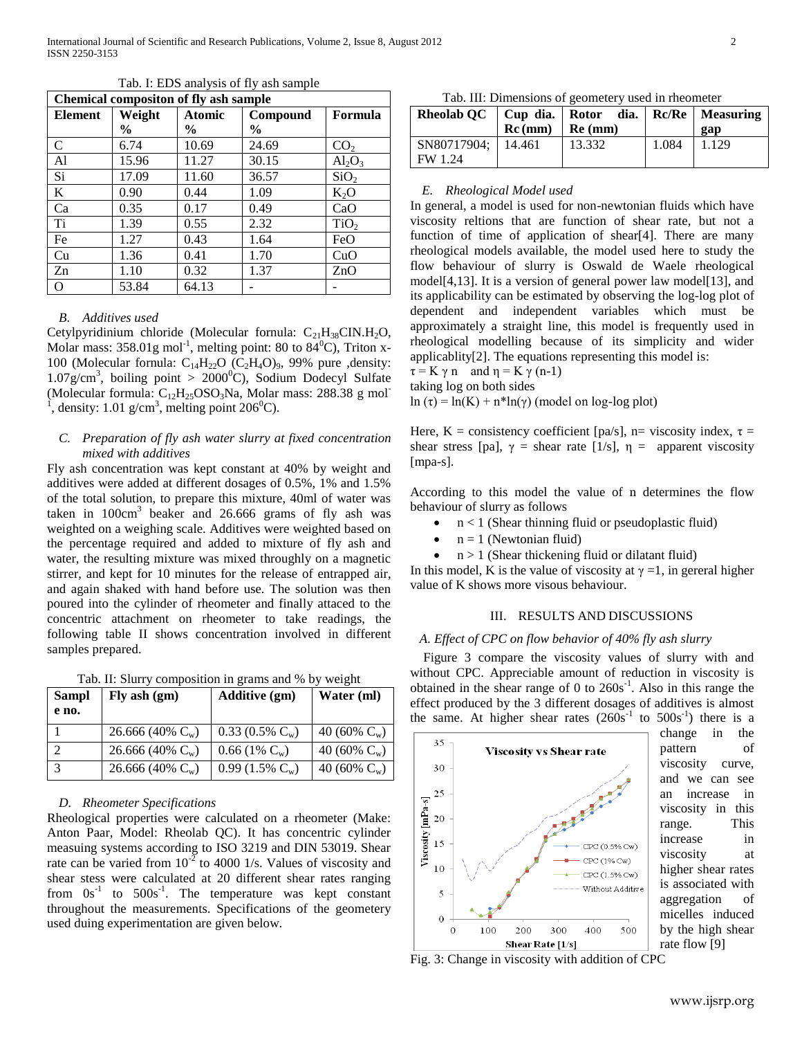Tab. I: EDS analysis of fly ash sample

| Chemical compositon of fly ash sample | | | | |
|---|---|---|---|---|
| **Element** | **Weight %** | **Atomic %** | **Compound %** | **Formula** |
| C | 6.74 | 10.69 | 24.69 | $CO_2$ |
| Al | 15.96 | 11.27 | 30.15 | $Al_2O_3$ |
| Si | 17.09 | 11.60 | 36.57 | $SiO_2$ |
| K | 0.90 | 0.44 | 1.09 | $K_2O$ |
| Ca | 0.35 | 0.17 | 0.49 | CaO |
| Ti | 1.39 | 0.55 | 2.32 | $TiO_2$ |
| Fe | 1.27 | 0.43 | 1.64 | FeO |
| Cu | 1.36 | 0.41 | 1.70 | CuO |
| Zn | 1.10 | 0.32 | 1.37 | ZnO |
| O | 53.84 | 64.13 | - | - |

### *B. Additives used*

Cetylpyridinium chloride (Molecular fornula: $C_{21}H_{38}ClN.H_2O$, Molar mass: 358.01g mol$^{-1}$, melting point: 80 to 84$^0$C), Triton x-100 (Molecular fornula: $C_{14}H_{22}O\ (C_2H_4O)_9$, 99% pure ,density: 1.07g/cm$^3$, boiling point > 2000$^0$C), Sodium Dodecyl Sulfate (Molecular formula: $C_{12}H_{25}OSO_3Na$, Molar mass: 288.38 g mol$^{-1}$, density: 1.01 g/cm$^3$, melting point 206$^0$C).

### *C. Preparation of fly ash water slurry at fixed concentration mixed with additives*

Fly ash concentration was kept constant at 40% by weight and additives were added at different dosages of 0.5%, 1% and 1.5% of the total solution, to prepare this mixture, 40ml of water was taken in 100cm$^3$ beaker and 26.666 grams of fly ash was weighted on a weighing scale. Additives were weighted based on the percentage required and added to mixture of fly ash and water, the resulting mixture was mixed throughly on a magnetic stirrer, and kept for 10 minutes for the release of entrapped air, and again shaked with hand before use. The solution was then poured into the cylinder of rheometer and finally attaced to the concentric attachment on rheometer to take readings, the following table II shows concentration involved in different samples prepared.

Tab. II: Slurry composition in grams and % by weight

| Sampl e no. | Fly ash (gm) | Additive (gm) | Water (ml) |
|---|---|---|---|
| 1 | 26.666 (40% $C_w$) | 0.33 (0.5% $C_w$) | 40 (60% $C_w$) |
| 2 | 26.666 (40% $C_w$) | 0.66 (1% $C_w$) | 40 (60% $C_w$) |
| 3 | 26.666 (40% $C_w$) | 0.99 (1.5% $C_w$) | 40 (60% $C_w$) |

### *D. Rheometer Specifications*

Rheological properties were calculated on a rheometer (Make: Anton Paar, Model: Rheolab QC). It has concentric cylinder measuing systems according to ISO 3219 and DIN 53019. Shear rate can be varied from 10$^{-2}$ to 4000 1/s. Values of viscosity and shear stess were calculated at 20 different shear rates ranging from 0s$^{-1}$ to 500s$^{-1}$. The temperature was kept constant throughout the measurements. Specifications of the geometery used duing experimentation are given below.

Tab. III: Dimensions of geometery used in rheometer

| Rheolab QC | Cup dia. Rc (mm) | Rotor dia. Re (mm) | Rc/Re | Measuring gap |
|---|---|---|---|---|
| SN80717904; FW 1.24 | 14.461 | 13.332 | 1.084 | 1.129 |

### *E. Rheological Model used*

In general, a model is used for non-newtonian fluids which have viscosity reltions that are function of shear rate, but not a function of time of application of shear[4]. There are many rheological models available, the model used here to study the flow behaviour of slurry is Oswald de Waele rheological model[4,13]. It is a version of general power law model[13], and its applicability can be estimated by observing the log-log plot of dependent and independent variables which must be approximately a straight line, this model is frequently used in rheological modelling because of its simplicity and wider applicablity[2]. The equations representing this model is:

$\tau = K\ \gamma\ n$ and $\eta = K\ \gamma\ (n\text{-}1)$

taking log on both sides

$\ln(\tau) = \ln(K) + n*\ln(\gamma)$ (model on log-log plot)

Here, K = consistency coefficient [pa/s], n= viscosity index, $\tau$ = shear stress [pa], $\gamma$ = shear rate [1/s], $\eta$ = apparent viscosity [mpa-s].

According to this model the value of n determines the flow behaviour of slurry as follows

- n < 1 (Shear thinning fluid or pseudoplastic fluid)
- n = 1 (Newtonian fluid)
- n > 1 (Shear thickening fluid or dilatant fluid)

In this model, K is the value of viscosity at $\gamma$ =1, in gereral higher value of K shows more visous behaviour.

## III. RESULTS AND DISCUSSIONS

### *A. Effect of CPC on flow behavior of 40% fly ash slurry*

Figure 3 compare the viscosity values of slurry with and without CPC. Appreciable amount of reduction in viscosity is obtained in the shear range of 0 to 260s$^{-1}$. Also in this range the effect produced by the 3 different dosages of additives is almost the same. At higher shear rates (260s$^{-1}$ to 500s$^{-1}$) there is a change in the pattern of viscosity curve, and we can see an increase in viscosity in this range. This increase in viscosity at higher shear rates is associated with aggregation of micelles induced by the high shear rate flow [9]

Fig. 3: Change in viscosity with addition of CPC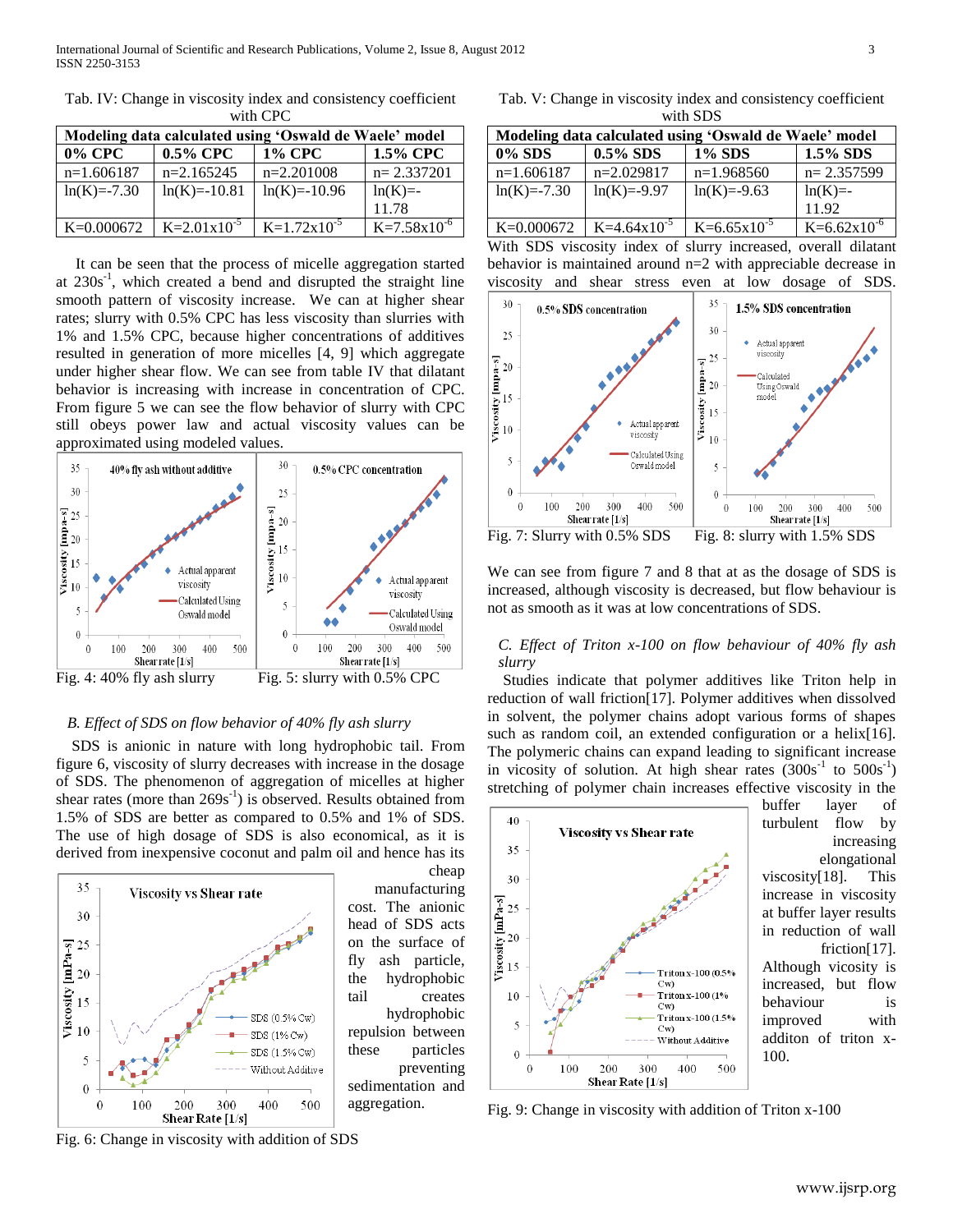Tab. IV: Change in viscosity index and consistency coefficient with CPC

| Modeling data calculated using 'Oswald de Waele' model | | | |
|---|---|---|---|
| 0% CPC | 0.5% CPC | 1% CPC | 1.5% CPC |
| n=1.606187 | n=2.165245 | n=2.201008 | n= 2.337201 |
| ln(K)=-7.30 | ln(K)=-10.81 | ln(K)=-10.96 | ln(K)=-11.78 |
| K=0.000672 | $K=2.01x10^{-5}$ | $K=1.72x10^{-5}$ | $K=7.58x10^{-6}$ |

It can be seen that the process of micelle aggregation started at $230s^{-1}$, which created a bend and disrupted the straight line smooth pattern of viscosity increase. We can at higher shear rates; slurry with 0.5% CPC has less viscosity than slurries with 1% and 1.5% CPC, because higher concentrations of additives resulted in generation of more micelles [4, 9] which aggregate under higher shear flow. We can see from table IV that dilatant behavior is increasing with increase in concentration of CPC. From figure 5 we can see the flow behavior of slurry with CPC still obeys power law and actual viscosity values can be approximated using modeled values.

Fig. 4: 40% fly ash slurry

Fig. 5: slurry with 0.5% CPC

### B. Effect of SDS on flow behavior of 40% fly ash slurry

SDS is anionic in nature with long hydrophobic tail. From figure 6, viscosity of slurry decreases with increase in the dosage of SDS. The phenomenon of aggregation of micelles at higher shear rates (more than $269s^{-1}$) is observed. Results obtained from 1.5% of SDS are better as compared to 0.5% and 1% of SDS. The use of high dosage of SDS is also economical, as it is derived from inexpensive coconut and palm oil and hence has its cheap manufacturing cost. The anionic head of SDS acts on the surface of fly ash particle, the hydrophobic tail creates hydrophobic repulsion between these particles preventing sedimentation and aggregation.

Fig. 6: Change in viscosity with addition of SDS

Tab. V: Change in viscosity index and consistency coefficient with SDS

| Modeling data calculated using 'Oswald de Waele' model | | | |
|---|---|---|---|
| 0% SDS | 0.5% SDS | 1% SDS | 1.5% SDS |
| n=1.606187 | n=2.029817 | n=1.968560 | n= 2.357599 |
| ln(K)=-7.30 | ln(K)=-9.97 | ln(K)=-9.63 | ln(K)=-11.92 |
| K=0.000672 | $K=4.64x10^{-5}$ | $K=6.65x10^{-5}$ | $K=6.62x10^{-6}$ |

With SDS viscosity index of slurry increased, overall dilatant behavior is maintained around n=2 with appreciable decrease in viscosity and shear stress even at low dosage of SDS.

Fig. 7: Slurry with 0.5% SDS

Fig. 8: slurry with 1.5% SDS

We can see from figure 7 and 8 that at as the dosage of SDS is increased, although viscosity is decreased, but flow behaviour is not as smooth as it was at low concentrations of SDS.

### C. Effect of Triton x-100 on flow behaviour of 40% fly ash slurry

Studies indicate that polymer additives like Triton help in reduction of wall friction[17]. Polymer additives when dissolved in solvent, the polymer chains adopt various forms of shapes such as random coil, an extended configuration or a helix[16]. The polymeric chains can expand leading to significant increase in vicosity of solution. At high shear rates ($300s^{-1}$ to $500s^{-1}$) stretching of polymer chain increases effective viscosity in the buffer layer of turbulent flow by increasing elongational viscosity[18]. This increase in viscosity at buffer layer results in reduction of wall friction[17]. Although vicosity is increased, but flow behaviour is improved with additon of triton x-100.

Fig. 9: Change in viscosity with addition of Triton x-100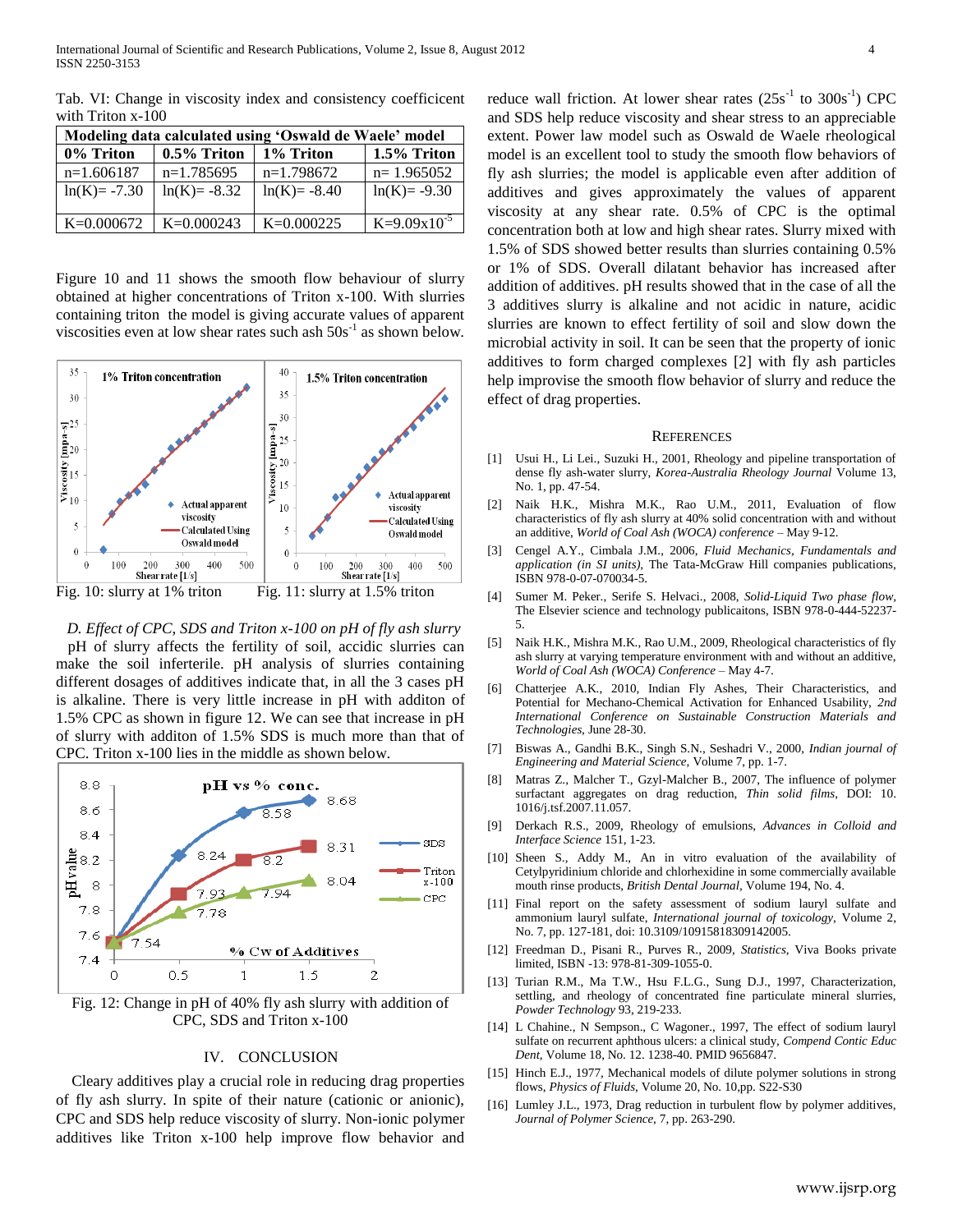Tab. VI: Change in viscosity index and consistency coefficicent with Triton x-100

| Modeling data calculated using 'Oswald de Waele' model | | | |
|---|---|---|---|
| 0% Triton | 0.5% Triton | 1% Triton | 1.5% Triton |
| n=1.606187 | n=1.785695 | n=1.798672 | n= 1.965052 |
| ln(K)= -7.30 | ln(K)= -8.32 | ln(K)= -8.40 | ln(K)= -9.30 |
| K=0.000672 | K=0.000243 | K=0.000225 | K=9.09x10$^{-5}$ |

Figure 10 and 11 shows the smooth flow behaviour of slurry obtained at higher concentrations of Triton x-100. With slurries containing triton the model is giving accurate values of apparent viscosities even at low shear rates such ash 50s$^{-1}$ as shown below.

Fig. 10: slurry at 1% triton Fig. 11: slurry at 1.5% triton

*D. Effect of CPC, SDS and Triton x-100 on pH of fly ash slurry*

pH of slurry affects the fertility of soil, accidic slurries can make the soil inferterile. pH analysis of slurries containing different dosages of additives indicate that, in all the 3 cases pH is alkaline. There is very little increase in pH with additon of 1.5% CPC as shown in figure 12. We can see that increase in pH of slurry with additon of 1.5% SDS is much more than that of CPC. Triton x-100 lies in the middle as shown below.

Fig. 12: Change in pH of 40% fly ash slurry with addition of CPC, SDS and Triton x-100

## IV. Conclusion

Cleary additives play a crucial role in reducing drag properties of fly ash slurry. In spite of their nature (cationic or anionic), CPC and SDS help reduce viscosity of slurry. Non-ionic polymer additives like Triton x-100 help improve flow behavior and reduce wall friction. At lower shear rates (25s$^{-1}$ to 300s$^{-1}$) CPC and SDS help reduce viscosity and shear stress to an appreciable extent. Power law model such as Oswald de Waele rheological model is an excellent tool to study the smooth flow behaviors of fly ash slurries; the model is applicable even after addition of additives and gives approximately the values of apparent viscosity at any shear rate. 0.5% of CPC is the optimal concentration both at low and high shear rates. Slurry mixed with 1.5% of SDS showed better results than slurries containing 0.5% or 1% of SDS. Overall dilatant behavior has increased after addition of additives. pH results showed that in the case of all the 3 additives slurry is alkaline and not acidic in nature, acidic slurries are known to effect fertility of soil and slow down the microbial activity in soil. It can be seen that the property of ionic additives to form charged complexes [2] with fly ash particles help improvise the smooth flow behavior of slurry and reduce the effect of drag properties.

## References

[1] Usui H., Li Lei., Suzuki H., 2001, Rheology and pipeline transportation of dense fly ash-water slurry, *Korea-Australia Rheology Journal* Volume 13, No. 1, pp. 47-54.

[2] Naik H.K., Mishra M.K., Rao U.M., 2011, Evaluation of flow characteristics of fly ash slurry at 40% solid concentration with and without an additive, *World of Coal Ash (WOCA) conference* – May 9-12.

[3] Cengel A.Y., Cimbala J.M., 2006, *Fluid Mechanics, Fundamentals and application (in SI units)*, The Tata-McGraw Hill companies publications, ISBN 978-0-07-070034-5.

[4] Sumer M. Peker., Serife S. Helvaci., 2008, *Solid-Liquid Two phase flow*, The Elsevier science and technology publicaitons, ISBN 978-0-444-52237-5.

[5] Naik H.K., Mishra M.K., Rao U.M., 2009, Rheological characteristics of fly ash slurry at varying temperature environment with and without an additive, *World of Coal Ash (WOCA) Conference* – May 4-7.

[6] Chatterjee A.K., 2010, Indian Fly Ashes, Their Characteristics, and Potential for Mechano-Chemical Activation for Enhanced Usability, *2nd International Conference on Sustainable Construction Materials and Technologies*, June 28-30.

[7] Biswas A., Gandhi B.K., Singh S.N., Seshadri V., 2000, *Indian journal of Engineering and Material Science*, Volume 7, pp. 1-7.

[8] Matras Z., Malcher T., Gzyl-Malcher B., 2007, The influence of polymer surfactant aggregates on drag reduction, *Thin solid films*, DOI: 10. 1016/j.tsf.2007.11.057.

[9] Derkach R.S., 2009, Rheology of emulsions, *Advances in Colloid and Interface Science* 151, 1-23.

[10] Sheen S., Addy M., An in vitro evaluation of the availability of Cetylpyridinium chloride and chlorhexidine in some commercially available mouth rinse products, *British Dental Journal*, Volume 194, No. 4.

[11] Final report on the safety assessment of sodium lauryl sulfate and ammonium lauryl sulfate, *International journal of toxicology*, Volume 2, No. 7, pp. 127-181, doi: 10.3109/10915818309142005.

[12] Freedman D., Pisani R., Purves R., 2009, *Statistics*, Viva Books private limited, ISBN -13: 978-81-309-1055-0.

[13] Turian R.M., Ma T.W., Hsu F.L.G., Sung D.J., 1997, Characterization, settling, and rheology of concentrated fine particulate mineral slurries, *Powder Technology* 93, 219-233.

[14] L Chahine., N Sempson., C Wagoner., 1997, The effect of sodium lauryl sulfate on recurrent aphthous ulcers: a clinical study, *Compend Contic Educ Dent*, Volume 18, No. 12. 1238-40. PMID 9656847.

[15] Hinch E.J., 1977, Mechanical models of dilute polymer solutions in strong flows, *Physics of Fluids*, Volume 20, No. 10,pp. S22-S30

[16] Lumley J.L., 1973, Drag reduction in turbulent flow by polymer additives, *Journal of Polymer Science*, 7, pp. 263-290.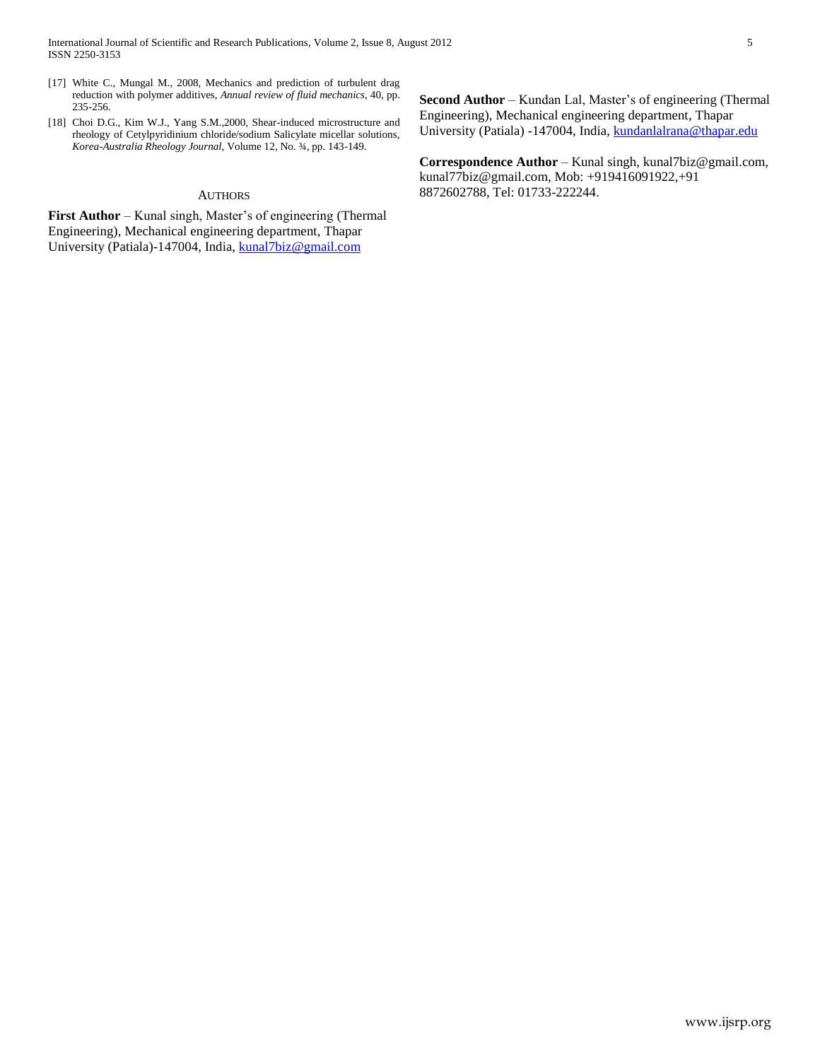[17] White C., Mungal M., 2008, Mechanics and prediction of turbulent drag reduction with polymer additives, *Annual review of fluid mechanics*, 40, pp. 235-256.

[18] Choi D.G., Kim W.J., Yang S.M.,2000, Shear-induced microstructure and rheology of Cetylpyridinium chloride/sodium Salicylate micellar solutions, *Korea-Australia Rheology Journal*, Volume 12, No. ¾, pp. 143-149.

## AUTHORS

**First Author** – Kunal singh, Master's of engineering (Thermal Engineering), Mechanical engineering department, Thapar University (Patiala)-147004, India, kunal7biz@gmail.com

**Second Author** – Kundan Lal, Master's of engineering (Thermal Engineering), Mechanical engineering department, Thapar University (Patiala) -147004, India, kundanlalrana@thapar.edu

**Correspondence Author** – Kunal singh, kunal7biz@gmail.com, kunal77biz@gmail.com, Mob: +919416091922,+91 8872602788, Tel: 01733-222244.